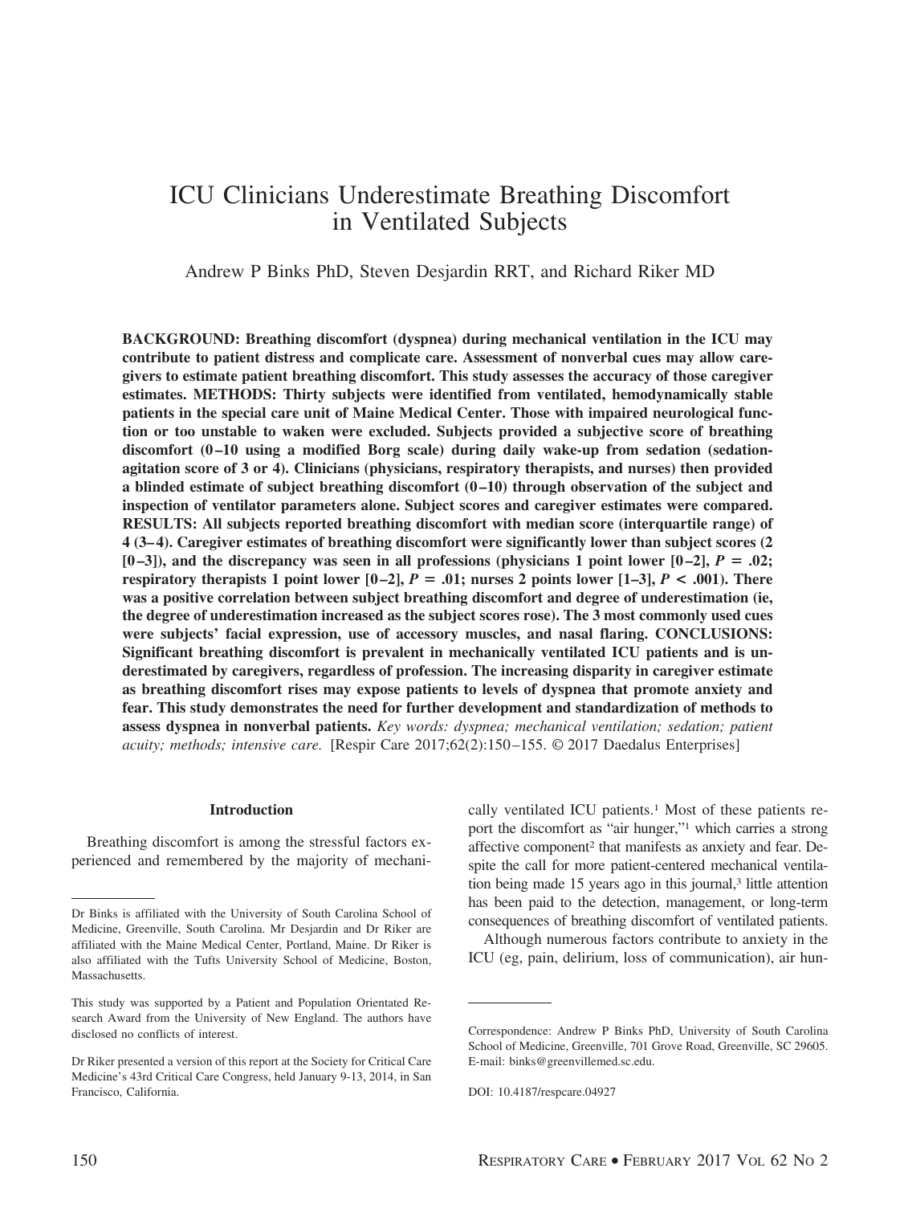# ICU Clinicians Underestimate Breathing Discomfort in Ventilated Subjects

Andrew P Binks PhD, Steven Desjardin RRT, and Richard Riker MD

**BACKGROUND: Breathing discomfort (dyspnea) during mechanical ventilation in the ICU may contribute to patient distress and complicate care. Assessment of nonverbal cues may allow caregivers to estimate patient breathing discomfort. This study assesses the accuracy of those caregiver estimates. METHODS: Thirty subjects were identified from ventilated, hemodynamically stable patients in the special care unit of Maine Medical Center. Those with impaired neurological function or too unstable to waken were excluded. Subjects provided a subjective score of breathing discomfort (0–10 using a modified Borg scale) during daily wake-up from sedation (sedation-agitation score of 3 or 4). Clinicians (physicians, respiratory therapists, and nurses) then provided a blinded estimate of subject breathing discomfort (0–10) through observation of the subject and inspection of ventilator parameters alone. Subject scores and caregiver estimates were compared. RESULTS: All subjects reported breathing discomfort with median score (interquartile range) of 4 (3–4). Caregiver estimates of breathing discomfort were significantly lower than subject scores (2 [0–3]), and the discrepancy was seen in all professions (physicians 1 point lower [0–2], $P = .02$; respiratory therapists 1 point lower [0–2], $P = .01$; nurses 2 points lower [1–3], $P < .001$). There was a positive correlation between subject breathing discomfort and degree of underestimation (ie, the degree of underestimation increased as the subject scores rose). The 3 most commonly used cues were subjects' facial expression, use of accessory muscles, and nasal flaring. CONCLUSIONS: Significant breathing discomfort is prevalent in mechanically ventilated ICU patients and is underestimated by caregivers, regardless of profession. The increasing disparity in caregiver estimate as breathing discomfort rises may expose patients to levels of dyspnea that promote anxiety and fear. This study demonstrates the need for further development and standardization of methods to assess dyspnea in nonverbal patients.** *Key words: dyspnea; mechanical ventilation; sedation; patient acuity; methods; intensive care.* [Respir Care 2017;62(2):150–155. © 2017 Daedalus Enterprises]

## Introduction

Breathing discomfort is among the stressful factors experienced and remembered by the majority of mechanically ventilated ICU patients.[1] Most of these patients report the discomfort as "air hunger,"[1] which carries a strong affective component[2] that manifests as anxiety and fear. Despite the call for more patient-centered mechanical ventilation being made 15 years ago in this journal,[3] little attention has been paid to the detection, management, or long-term consequences of breathing discomfort of ventilated patients.

Although numerous factors contribute to anxiety in the ICU (eg, pain, delirium, loss of communication), air hun-

---

Dr Binks is affiliated with the University of South Carolina School of Medicine, Greenville, South Carolina. Mr Desjardin and Dr Riker are affiliated with the Maine Medical Center, Portland, Maine. Dr Riker is also affiliated with the Tufts University School of Medicine, Boston, Massachusetts.

This study was supported by a Patient and Population Orientated Research Award from the University of New England. The authors have disclosed no conflicts of interest.

Dr Riker presented a version of this report at the Society for Critical Care Medicine's 43rd Critical Care Congress, held January 9-13, 2014, in San Francisco, California.

Correspondence: Andrew P Binks PhD, University of South Carolina School of Medicine, Greenville, 701 Grove Road, Greenville, SC 29605. E-mail: binks@greenvillemed.sc.edu.

DOI: 10.4187/respcare.04927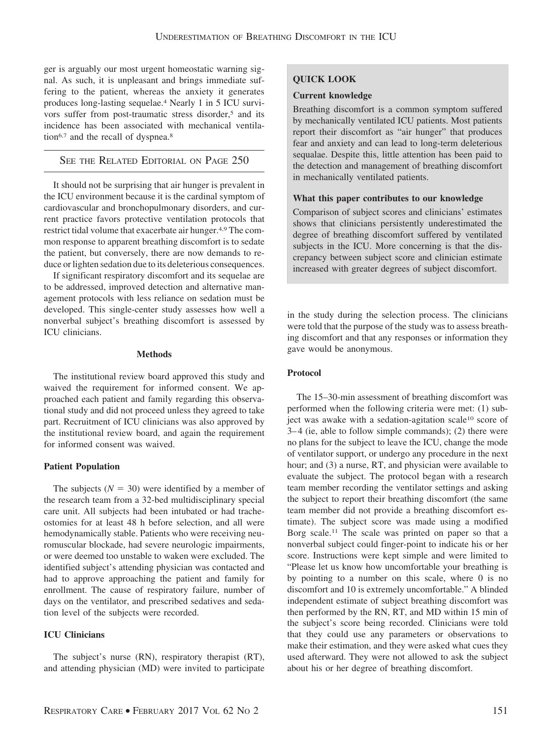ger is arguably our most urgent homeostatic warning signal. As such, it is unpleasant and brings immediate suffering to the patient, whereas the anxiety it generates produces long-lasting sequelae.[4] Nearly 1 in 5 ICU survivors suffer from post-traumatic stress disorder,[5] and its incidence has been associated with mechanical ventilation[6,7] and the recall of dyspnea.[8]

SEE THE RELATED EDITORIAL ON PAGE 250

It should not be surprising that air hunger is prevalent in the ICU environment because it is the cardinal symptom of cardiovascular and bronchopulmonary disorders, and current practice favors protective ventilation protocols that restrict tidal volume that exacerbate air hunger.[4,9] The common response to apparent breathing discomfort is to sedate the patient, but conversely, there are now demands to reduce or lighten sedation due to its deleterious consequences.

If significant respiratory discomfort and its sequelae are to be addressed, improved detection and alternative management protocols with less reliance on sedation must be developed. This single-center study assesses how well a nonverbal subject's breathing discomfort is assessed by ICU clinicians.

**QUICK LOOK**

**Current knowledge**

Breathing discomfort is a common symptom suffered by mechanically ventilated ICU patients. Most patients report their discomfort as "air hunger" that produces fear and anxiety and can lead to long-term deleterious sequalae. Despite this, little attention has been paid to the detection and management of breathing discomfort in mechanically ventilated patients.

**What this paper contributes to our knowledge**

Comparison of subject scores and clinicians' estimates shows that clinicians persistently underestimated the degree of breathing discomfort suffered by ventilated subjects in the ICU. More concerning is that the discrepancy between subject score and clinician estimate increased with greater degrees of subject discomfort.

## Methods

The institutional review board approved this study and waived the requirement for informed consent. We approached each patient and family regarding this observational study and did not proceed unless they agreed to take part. Recruitment of ICU clinicians was also approved by the institutional review board, and again the requirement for informed consent was waived.

### Patient Population

The subjects ($N = 30$) were identified by a member of the research team from a 32-bed multidisciplinary special care unit. All subjects had been intubated or had tracheostomies for at least 48 h before selection, and all were hemodynamically stable. Patients who were receiving neuromuscular blockade, had severe neurologic impairments, or were deemed too unstable to waken were excluded. The identified subject's attending physician was contacted and had to approve approaching the patient and family for enrollment. The cause of respiratory failure, number of days on the ventilator, and prescribed sedatives and sedation level of the subjects were recorded.

### ICU Clinicians

The subject's nurse (RN), respiratory therapist (RT), and attending physician (MD) were invited to participate in the study during the selection process. The clinicians were told that the purpose of the study was to assess breathing discomfort and that any responses or information they gave would be anonymous.

### Protocol

The 15–30-min assessment of breathing discomfort was performed when the following criteria were met: (1) subject was awake with a sedation-agitation scale[10] score of 3–4 (ie, able to follow simple commands); (2) there were no plans for the subject to leave the ICU, change the mode of ventilator support, or undergo any procedure in the next hour; and (3) a nurse, RT, and physician were available to evaluate the subject. The protocol began with a research team member recording the ventilator settings and asking the subject to report their breathing discomfort (the same team member did not provide a breathing discomfort estimate). The subject score was made using a modified Borg scale.[11] The scale was printed on paper so that a nonverbal subject could finger-point to indicate his or her score. Instructions were kept simple and were limited to "Please let us know how uncomfortable your breathing is by pointing to a number on this scale, where 0 is no discomfort and 10 is extremely uncomfortable." A blinded independent estimate of subject breathing discomfort was then performed by the RN, RT, and MD within 15 min of the subject's score being recorded. Clinicians were told that they could use any parameters or observations to make their estimation, and they were asked what cues they used afterward. They were not allowed to ask the subject about his or her degree of breathing discomfort.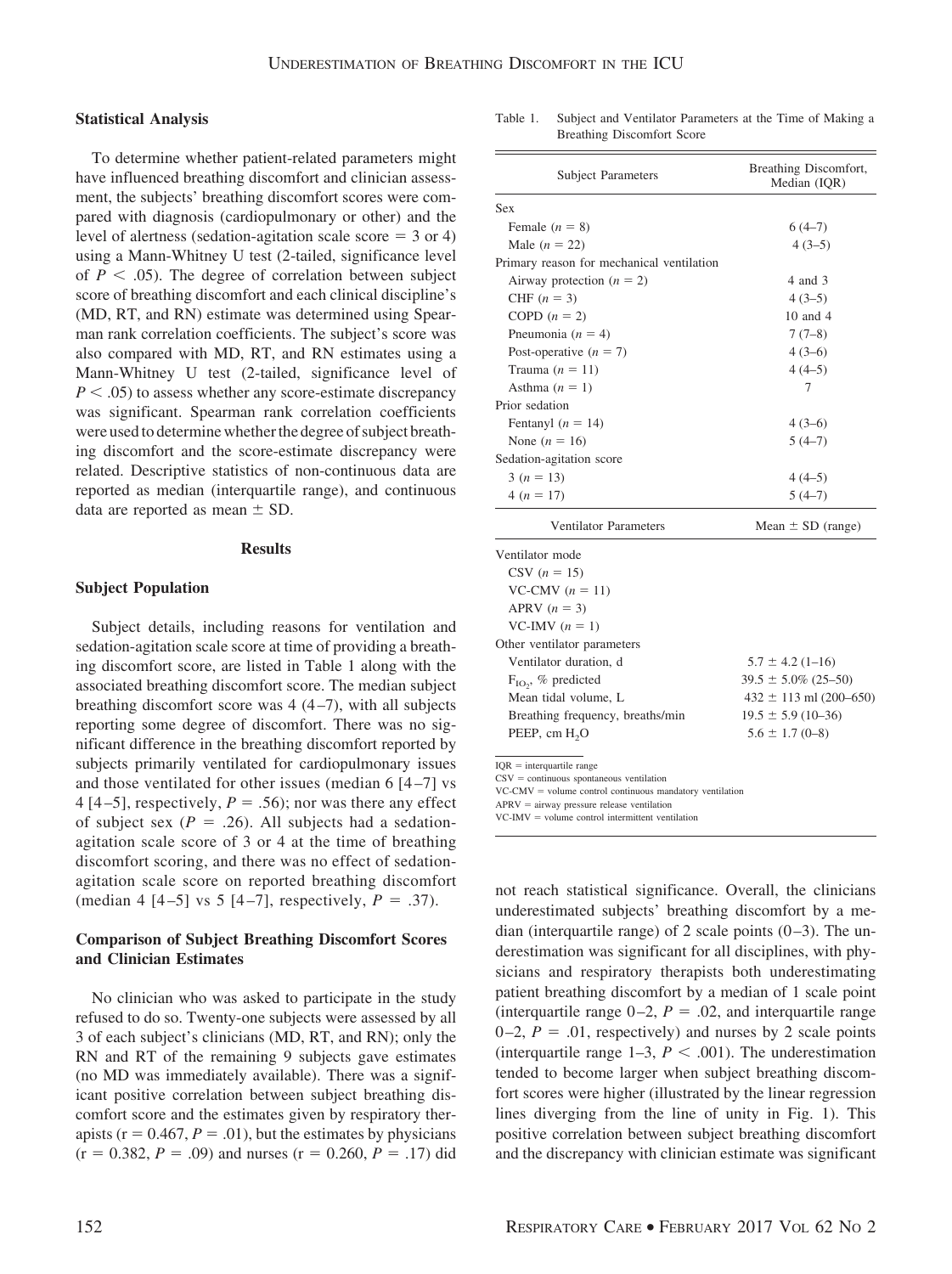### Statistical Analysis

To determine whether patient-related parameters might have influenced breathing discomfort and clinician assessment, the subjects' breathing discomfort scores were compared with diagnosis (cardiopulmonary or other) and the level of alertness (sedation-agitation scale score = 3 or 4) using a Mann-Whitney U test (2-tailed, significance level of $P < .05$). The degree of correlation between subject score of breathing discomfort and each clinical discipline's (MD, RT, and RN) estimate was determined using Spearman rank correlation coefficients. The subject's score was also compared with MD, RT, and RN estimates using a Mann-Whitney U test (2-tailed, significance level of $P < .05$) to assess whether any score-estimate discrepancy was significant. Spearman rank correlation coefficients were used to determine whether the degree of subject breathing discomfort and the score-estimate discrepancy were related. Descriptive statistics of non-continuous data are reported as median (interquartile range), and continuous data are reported as mean ± SD.

## Results

### Subject Population

Subject details, including reasons for ventilation and sedation-agitation scale score at time of providing a breathing discomfort score, are listed in Table 1 along with the associated breathing discomfort score. The median subject breathing discomfort score was 4 (4–7), with all subjects reporting some degree of discomfort. There was no significant difference in the breathing discomfort reported by subjects primarily ventilated for cardiopulmonary issues and those ventilated for other issues (median 6 [4–7] vs 4 [4–5], respectively, $P = .56$); nor was there any effect of subject sex ($P = .26$). All subjects had a sedation-agitation scale score of 3 or 4 at the time of breathing discomfort scoring, and there was no effect of sedation-agitation scale score on reported breathing discomfort (median 4 [4–5] vs 5 [4–7], respectively, $P = .37$).

### Comparison of Subject Breathing Discomfort Scores and Clinician Estimates

No clinician who was asked to participate in the study refused to do so. Twenty-one subjects were assessed by all 3 of each subject's clinicians (MD, RT, and RN); only the RN and RT of the remaining 9 subjects gave estimates (no MD was immediately available). There was a significant positive correlation between subject breathing discomfort score and the estimates given by respiratory therapists (r = 0.467, $P = .01$), but the estimates by physicians (r = 0.382, $P = .09$) and nurses (r = 0.260, $P = .17$) did not reach statistical significance. Overall, the clinicians underestimated subjects' breathing discomfort by a median (interquartile range) of 2 scale points (0–3). The underestimation was significant for all disciplines, with physicians and respiratory therapists both underestimating patient breathing discomfort by a median of 1 scale point (interquartile range 0–2, $P = .02$, and interquartile range 0–2, $P = .01$, respectively) and nurses by 2 scale points (interquartile range 1–3, $P < .001$). The underestimation tended to become larger when subject breathing discomfort scores were higher (illustrated by the linear regression lines diverging from the line of unity in Fig. 1). This positive correlation between subject breathing discomfort and the discrepancy with clinician estimate was significant

Table 1. Subject and Ventilator Parameters at the Time of Making a Breathing Discomfort Score

| Subject Parameters | Breathing Discomfort, Median (IQR) |
|---|---|
| Sex | |
| Female ($n = 8$) | 6 (4–7) |
| Male ($n = 22$) | 4 (3–5) |
| Primary reason for mechanical ventilation | |
| Airway protection ($n = 2$) | 4 and 3 |
| CHF ($n = 3$) | 4 (3–5) |
| COPD ($n = 2$) | 10 and 4 |
| Pneumonia ($n = 4$) | 7 (7–8) |
| Post-operative ($n = 7$) | 4 (3–6) |
| Trauma ($n = 11$) | 4 (4–5) |
| Asthma ($n = 1$) | 7 |
| Prior sedation | |
| Fentanyl ($n = 14$) | 4 (3–6) |
| None ($n = 16$) | 5 (4–7) |
| Sedation-agitation score | |
| 3 ($n = 13$) | 4 (4–5) |
| 4 ($n = 17$) | 5 (4–7) |
| **Ventilator Parameters** | **Mean ± SD (range)** |
| Ventilator mode | |
| CSV ($n = 15$) | |
| VC-CMV ($n = 11$) | |
| APRV ($n = 3$) | |
| VC-IMV ($n = 1$) | |
| Other ventilator parameters | |
| Ventilator duration, d | 5.7 ± 4.2 (1–16) |
| $F_{IO_2}$, % predicted | 39.5 ± 5.0% (25–50) |
| Mean tidal volume, L | 432 ± 113 ml (200–650) |
| Breathing frequency, breaths/min | 19.5 ± 5.9 (10–36) |
| PEEP, cm $H_2O$ | 5.6 ± 1.7 (0–8) |

IQR = interquartile range
CSV = continuous spontaneous ventilation
VC-CMV = volume control continuous mandatory ventilation
APRV = airway pressure release ventilation
VC-IMV = volume control intermittent ventilation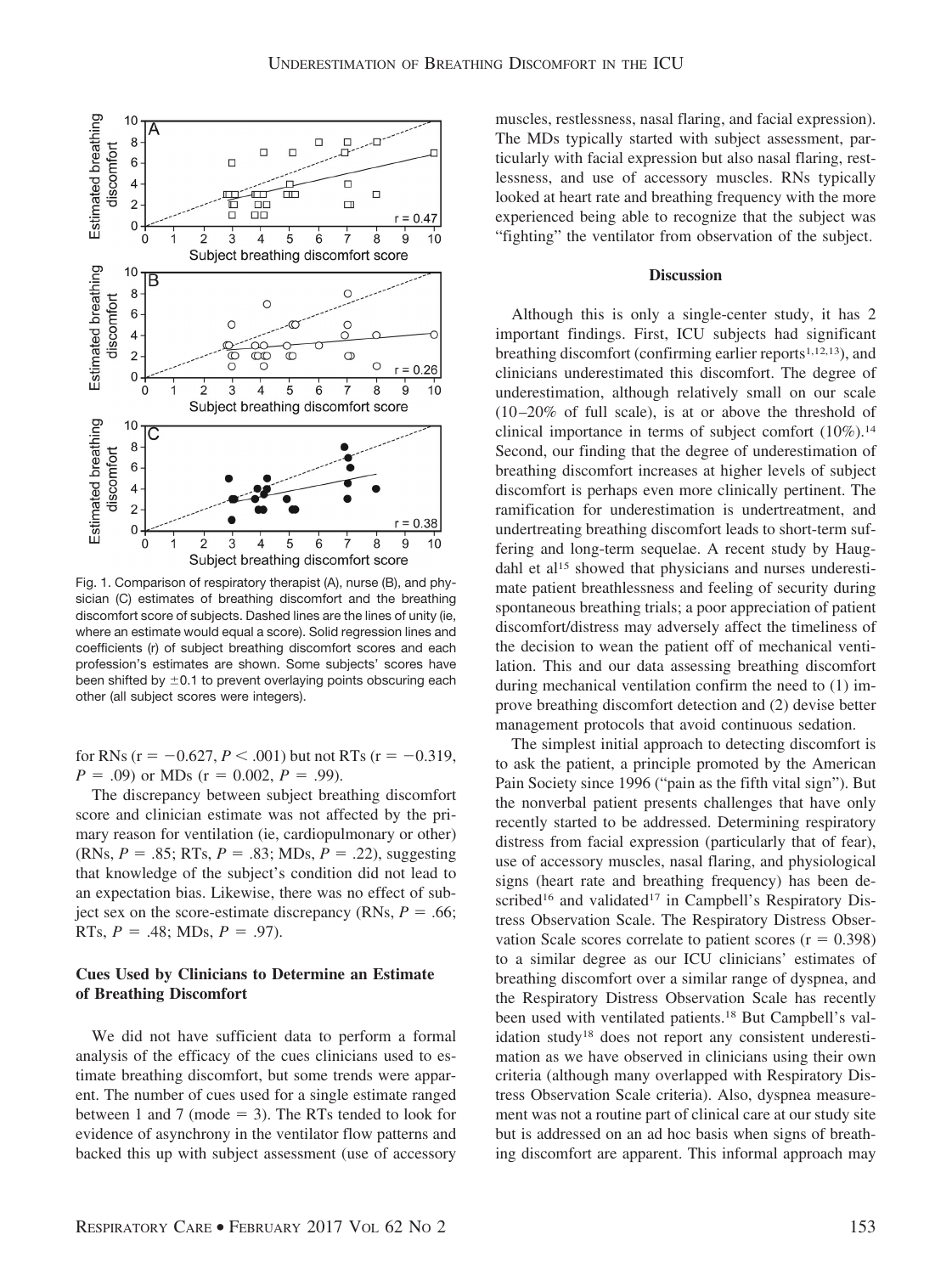Fig. 1. Comparison of respiratory therapist (A), nurse (B), and physician (C) estimates of breathing discomfort and the breathing discomfort score of subjects. Dashed lines are the lines of unity (ie, where an estimate would equal a score). Solid regression lines and coefficients (r) of subject breathing discomfort scores and each profession's estimates are shown. Some subjects' scores have been shifted by ±0.1 to prevent overlaying points obscuring each other (all subject scores were integers).

for RNs (r = −0.627, $P$ < .001) but not RTs (r = −0.319, $P$ = .09) or MDs (r = 0.002, $P$ = .99).

The discrepancy between subject breathing discomfort score and clinician estimate was not affected by the primary reason for ventilation (ie, cardiopulmonary or other) (RNs, $P$ = .85; RTs, $P$ = .83; MDs, $P$ = .22), suggesting that knowledge of the subject's condition did not lead to an expectation bias. Likewise, there was no effect of subject sex on the score-estimate discrepancy (RNs, $P$ = .66; RTs, $P$ = .48; MDs, $P$ = .97).

### Cues Used by Clinicians to Determine an Estimate of Breathing Discomfort

We did not have sufficient data to perform a formal analysis of the efficacy of the cues clinicians used to estimate breathing discomfort, but some trends were apparent. The number of cues used for a single estimate ranged between 1 and 7 (mode = 3). The RTs tended to look for evidence of asynchrony in the ventilator flow patterns and backed this up with subject assessment (use of accessory muscles, restlessness, nasal flaring, and facial expression). The MDs typically started with subject assessment, particularly with facial expression but also nasal flaring, restlessness, and use of accessory muscles. RNs typically looked at heart rate and breathing frequency with the more experienced being able to recognize that the subject was "fighting" the ventilator from observation of the subject.

## Discussion

Although this is only a single-center study, it has 2 important findings. First, ICU subjects had significant breathing discomfort (confirming earlier reports[1,12,13]), and clinicians underestimated this discomfort. The degree of underestimation, although relatively small on our scale (10–20% of full scale), is at or above the threshold of clinical importance in terms of subject comfort (10%).[14] Second, our finding that the degree of underestimation of breathing discomfort increases at higher levels of subject discomfort is perhaps even more clinically pertinent. The ramification for underestimation is undertreatment, and undertreating breathing discomfort leads to short-term suffering and long-term sequelae. A recent study by Haugdahl et al[15] showed that physicians and nurses underestimate patient breathlessness and feeling of security during spontaneous breathing trials; a poor appreciation of patient discomfort/distress may adversely affect the timeliness of the decision to wean the patient off of mechanical ventilation. This and our data assessing breathing discomfort during mechanical ventilation confirm the need to (1) improve breathing discomfort detection and (2) devise better management protocols that avoid continuous sedation.

The simplest initial approach to detecting discomfort is to ask the patient, a principle promoted by the American Pain Society since 1996 ("pain as the fifth vital sign"). But the nonverbal patient presents challenges that have only recently started to be addressed. Determining respiratory distress from facial expression (particularly that of fear), use of accessory muscles, nasal flaring, and physiological signs (heart rate and breathing frequency) has been described[16] and validated[17] in Campbell's Respiratory Distress Observation Scale. The Respiratory Distress Observation Scale scores correlate to patient scores (r = 0.398) to a similar degree as our ICU clinicians' estimates of breathing discomfort over a similar range of dyspnea, and the Respiratory Distress Observation Scale has recently been used with ventilated patients.[18] But Campbell's validation study[18] does not report any consistent underestimation as we have observed in clinicians using their own criteria (although many overlapped with Respiratory Distress Observation Scale criteria). Also, dyspnea measurement was not a routine part of clinical care at our study site but is addressed on an ad hoc basis when signs of breathing discomfort are apparent. This informal approach may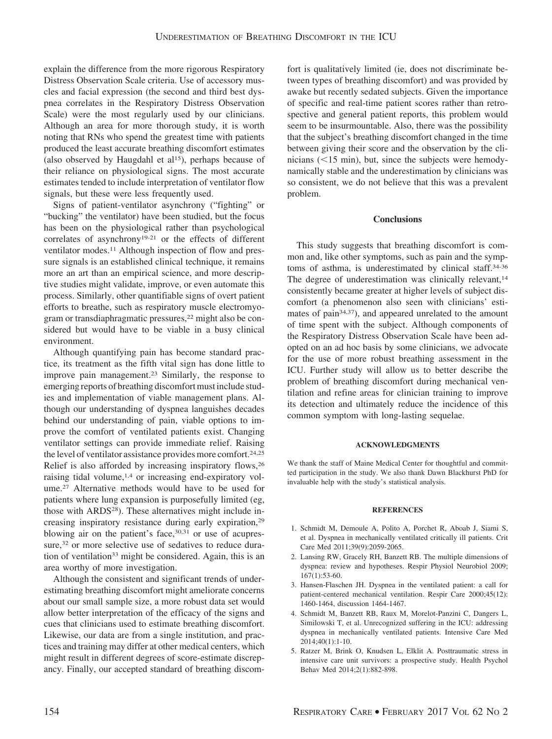explain the difference from the more rigorous Respiratory Distress Observation Scale criteria. Use of accessory muscles and facial expression (the second and third best dyspnea correlates in the Respiratory Distress Observation Scale) were the most regularly used by our clinicians. Although an area for more thorough study, it is worth noting that RNs who spend the greatest time with patients produced the least accurate breathing discomfort estimates (also observed by Haugdahl et al[15]), perhaps because of their reliance on physiological signs. The most accurate estimates tended to include interpretation of ventilator flow signals, but these were less frequently used.

Signs of patient-ventilator asynchrony ("fighting" or "bucking" the ventilator) have been studied, but the focus has been on the physiological rather than psychological correlates of asynchrony[19-21] or the effects of different ventilator modes.[11] Although inspection of flow and pressure signals is an established clinical technique, it remains more an art than an empirical science, and more descriptive studies might validate, improve, or even automate this process. Similarly, other quantifiable signs of overt patient efforts to breathe, such as respiratory muscle electromyogram or transdiaphragmatic pressures,[22] might also be considered but would have to be viable in a busy clinical environment.

Although quantifying pain has become standard practice, its treatment as the fifth vital sign has done little to improve pain management.[23] Similarly, the response to emerging reports of breathing discomfort must include studies and implementation of viable management plans. Although our understanding of dyspnea languishes decades behind our understanding of pain, viable options to improve the comfort of ventilated patients exist. Changing ventilator settings can provide immediate relief. Raising the level of ventilator assistance provides more comfort.[24,25] Relief is also afforded by increasing inspiratory flows,[26] raising tidal volume,[1,4] or increasing end-expiratory volume.[27] Alternative methods would have to be used for patients where lung expansion is purposefully limited (eg, those with ARDS[28]). These alternatives might include increasing inspiratory resistance during early expiration,[29] blowing air on the patient's face,[30,31] or use of acupressure,[32] or more selective use of sedatives to reduce duration of ventilation[33] might be considered. Again, this is an area worthy of more investigation.

Although the consistent and significant trends of underestimating breathing discomfort might ameliorate concerns about our small sample size, a more robust data set would allow better interpretation of the efficacy of the signs and cues that clinicians used to estimate breathing discomfort. Likewise, our data are from a single institution, and practices and training may differ at other medical centers, which might result in different degrees of score-estimate discrepancy. Finally, our accepted standard of breathing discomfort is qualitatively limited (ie, does not discriminate between types of breathing discomfort) and was provided by awake but recently sedated subjects. Given the importance of specific and real-time patient scores rather than retrospective and general patient reports, this problem would seem to be insurmountable. Also, there was the possibility that the subject's breathing discomfort changed in the time between giving their score and the observation by the clinicians (<15 min), but, since the subjects were hemodynamically stable and the underestimation by clinicians was so consistent, we do not believe that this was a prevalent problem.

## Conclusions

This study suggests that breathing discomfort is common and, like other symptoms, such as pain and the symptoms of asthma, is underestimated by clinical staff.[34-36] The degree of underestimation was clinically relevant,[14] consistently became greater at higher levels of subject discomfort (a phenomenon also seen with clinicians' estimates of pain[34,37]), and appeared unrelated to the amount of time spent with the subject. Although components of the Respiratory Distress Observation Scale have been adopted on an ad hoc basis by some clinicians, we advocate for the use of more robust breathing assessment in the ICU. Further study will allow us to better describe the problem of breathing discomfort during mechanical ventilation and refine areas for clinician training to improve its detection and ultimately reduce the incidence of this common symptom with long-lasting sequelae.

#### ACKNOWLEDGMENTS

We thank the staff of Maine Medical Center for thoughtful and committed participation in the study. We also thank Dawn Blackhurst PhD for invaluable help with the study's statistical analysis.

#### REFERENCES

1. Schmidt M, Demoule A, Polito A, Porchet R, Aboab J, Siami S, et al. Dyspnea in mechanically ventilated critically ill patients. Crit Care Med 2011;39(9):2059-2065.
2. Lansing RW, Gracely RH, Banzett RB. The multiple dimensions of dyspnea: review and hypotheses. Respir Physiol Neurobiol 2009; 167(1):53-60.
3. Hansen-Flaschen JH. Dyspnea in the ventilated patient: a call for patient-centered mechanical ventilation. Respir Care 2000;45(12): 1460-1464, discussion 1464-1467.
4. Schmidt M, Banzett RB, Raux M, Morelot-Panzini C, Dangers L, Similowski T, et al. Unrecognized suffering in the ICU: addressing dyspnea in mechanically ventilated patients. Intensive Care Med 2014;40(1):1-10.
5. Ratzer M, Brink O, Knudsen L, Elklit A. Posttraumatic stress in intensive care unit survivors: a prospective study. Health Psychol Behav Med 2014;2(1):882-898.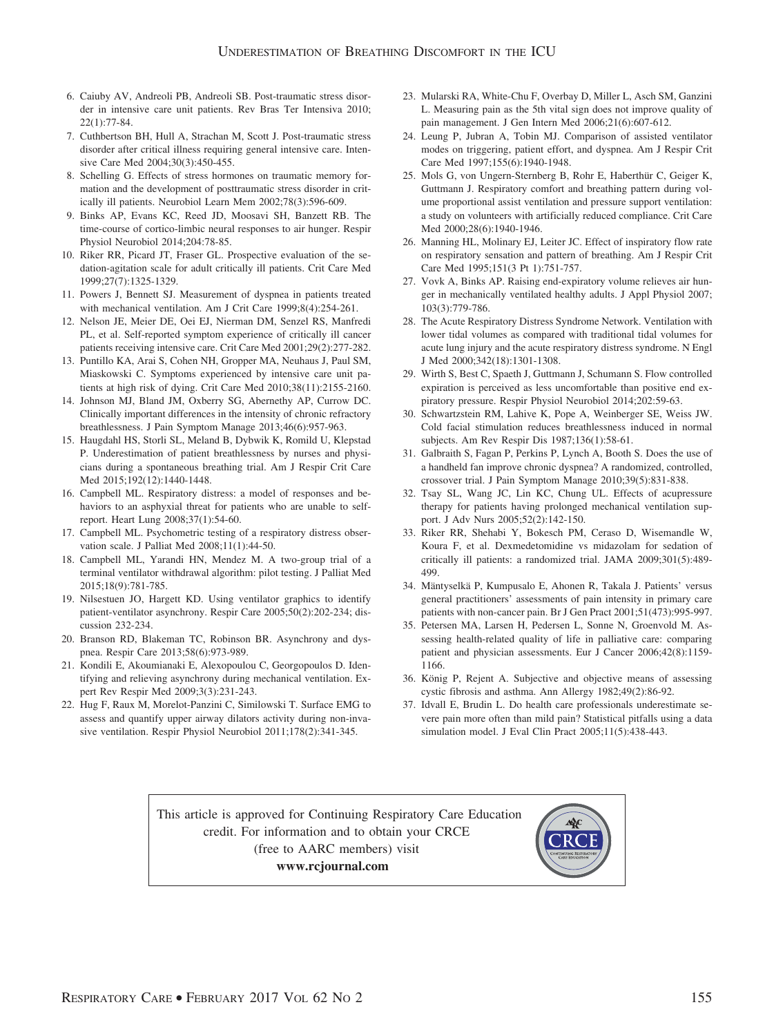6. Caiuby AV, Andreoli PB, Andreoli SB. Post-traumatic stress disorder in intensive care unit patients. Rev Bras Ter Intensiva 2010; 22(1):77-84.
7. Cuthbertson BH, Hull A, Strachan M, Scott J. Post-traumatic stress disorder after critical illness requiring general intensive care. Intensive Care Med 2004;30(3):450-455.
8. Schelling G. Effects of stress hormones on traumatic memory formation and the development of posttraumatic stress disorder in critically ill patients. Neurobiol Learn Mem 2002;78(3):596-609.
9. Binks AP, Evans KC, Reed JD, Moosavi SH, Banzett RB. The time-course of cortico-limbic neural responses to air hunger. Respir Physiol Neurobiol 2014;204:78-85.
10. Riker RR, Picard JT, Fraser GL. Prospective evaluation of the sedation-agitation scale for adult critically ill patients. Crit Care Med 1999;27(7):1325-1329.
11. Powers J, Bennett SJ. Measurement of dyspnea in patients treated with mechanical ventilation. Am J Crit Care 1999;8(4):254-261.
12. Nelson JE, Meier DE, Oei EJ, Nierman DM, Senzel RS, Manfredi PL, et al. Self-reported symptom experience of critically ill cancer patients receiving intensive care. Crit Care Med 2001;29(2):277-282.
13. Puntillo KA, Arai S, Cohen NH, Gropper MA, Neuhaus J, Paul SM, Miaskowski C. Symptoms experienced by intensive care unit patients at high risk of dying. Crit Care Med 2010;38(11):2155-2160.
14. Johnson MJ, Bland JM, Oxberry SG, Abernethy AP, Currow DC. Clinically important differences in the intensity of chronic refractory breathlessness. J Pain Symptom Manage 2013;46(6):957-963.
15. Haugdahl HS, Storli SL, Meland B, Dybwik K, Romild U, Klepstad P. Underestimation of patient breathlessness by nurses and physicians during a spontaneous breathing trial. Am J Respir Crit Care Med 2015;192(12):1440-1448.
16. Campbell ML. Respiratory distress: a model of responses and behaviors to an asphyxial threat for patients who are unable to self-report. Heart Lung 2008;37(1):54-60.
17. Campbell ML. Psychometric testing of a respiratory distress observation scale. J Palliat Med 2008;11(1):44-50.
18. Campbell ML, Yarandi HN, Mendez M. A two-group trial of a terminal ventilator withdrawal algorithm: pilot testing. J Palliat Med 2015;18(9):781-785.
19. Nilsestuen JO, Hargett KD. Using ventilator graphics to identify patient-ventilator asynchrony. Respir Care 2005;50(2):202-234; discussion 232-234.
20. Branson RD, Blakeman TC, Robinson BR. Asynchrony and dyspnea. Respir Care 2013;58(6):973-989.
21. Kondili E, Akoumianaki E, Alexopoulou C, Georgopoulos D. Identifying and relieving asynchrony during mechanical ventilation. Expert Rev Respir Med 2009;3(3):231-243.
22. Hug F, Raux M, Morelot-Panzini C, Similowski T. Surface EMG to assess and quantify upper airway dilators activity during non-invasive ventilation. Respir Physiol Neurobiol 2011;178(2):341-345.
23. Mularski RA, White-Chu F, Overbay D, Miller L, Asch SM, Ganzini L. Measuring pain as the 5th vital sign does not improve quality of pain management. J Gen Intern Med 2006;21(6):607-612.
24. Leung P, Jubran A, Tobin MJ. Comparison of assisted ventilator modes on triggering, patient effort, and dyspnea. Am J Respir Crit Care Med 1997;155(6):1940-1948.
25. Mols G, von Ungern-Sternberg B, Rohr E, Haberthür C, Geiger K, Guttmann J. Respiratory comfort and breathing pattern during volume proportional assist ventilation and pressure support ventilation: a study on volunteers with artificially reduced compliance. Crit Care Med 2000;28(6):1940-1946.
26. Manning HL, Molinary EJ, Leiter JC. Effect of inspiratory flow rate on respiratory sensation and pattern of breathing. Am J Respir Crit Care Med 1995;151(3 Pt 1):751-757.
27. Vovk A, Binks AP. Raising end-expiratory volume relieves air hunger in mechanically ventilated healthy adults. J Appl Physiol 2007; 103(3):779-786.
28. The Acute Respiratory Distress Syndrome Network. Ventilation with lower tidal volumes as compared with traditional tidal volumes for acute lung injury and the acute respiratory distress syndrome. N Engl J Med 2000;342(18):1301-1308.
29. Wirth S, Best C, Spaeth J, Guttmann J, Schumann S. Flow controlled expiration is perceived as less uncomfortable than positive end expiratory pressure. Respir Physiol Neurobiol 2014;202:59-63.
30. Schwartzstein RM, Lahive K, Pope A, Weinberger SE, Weiss JW. Cold facial stimulation reduces breathlessness induced in normal subjects. Am Rev Respir Dis 1987;136(1):58-61.
31. Galbraith S, Fagan P, Perkins P, Lynch A, Booth S. Does the use of a handheld fan improve chronic dyspnea? A randomized, controlled, crossover trial. J Pain Symptom Manage 2010;39(5):831-838.
32. Tsay SL, Wang JC, Lin KC, Chung UL. Effects of acupressure therapy for patients having prolonged mechanical ventilation support. J Adv Nurs 2005;52(2):142-150.
33. Riker RR, Shehabi Y, Bokesch PM, Ceraso D, Wisemandle W, Koura F, et al. Dexmedetomidine vs midazolam for sedation of critically ill patients: a randomized trial. JAMA 2009;301(5):489-499.
34. Mäntyselkä P, Kumpusalo E, Ahonen R, Takala J. Patients' versus general practitioners' assessments of pain intensity in primary care patients with non-cancer pain. Br J Gen Pract 2001;51(473):995-997.
35. Petersen MA, Larsen H, Pedersen L, Sonne N, Groenvold M. Assessing health-related quality of life in palliative care: comparing patient and physician assessments. Eur J Cancer 2006;42(8):1159-1166.
36. König P, Rejent A. Subjective and objective means of assessing cystic fibrosis and asthma. Ann Allergy 1982;49(2):86-92.
37. Idvall E, Brudin L. Do health care professionals underestimate severe pain more often than mild pain? Statistical pitfalls using a data simulation model. J Eval Clin Pract 2005;11(5):438-443.

This article is approved for Continuing Respiratory Care Education credit. For information and to obtain your CRCE (free to AARC members) visit **www.rcjournal.com**